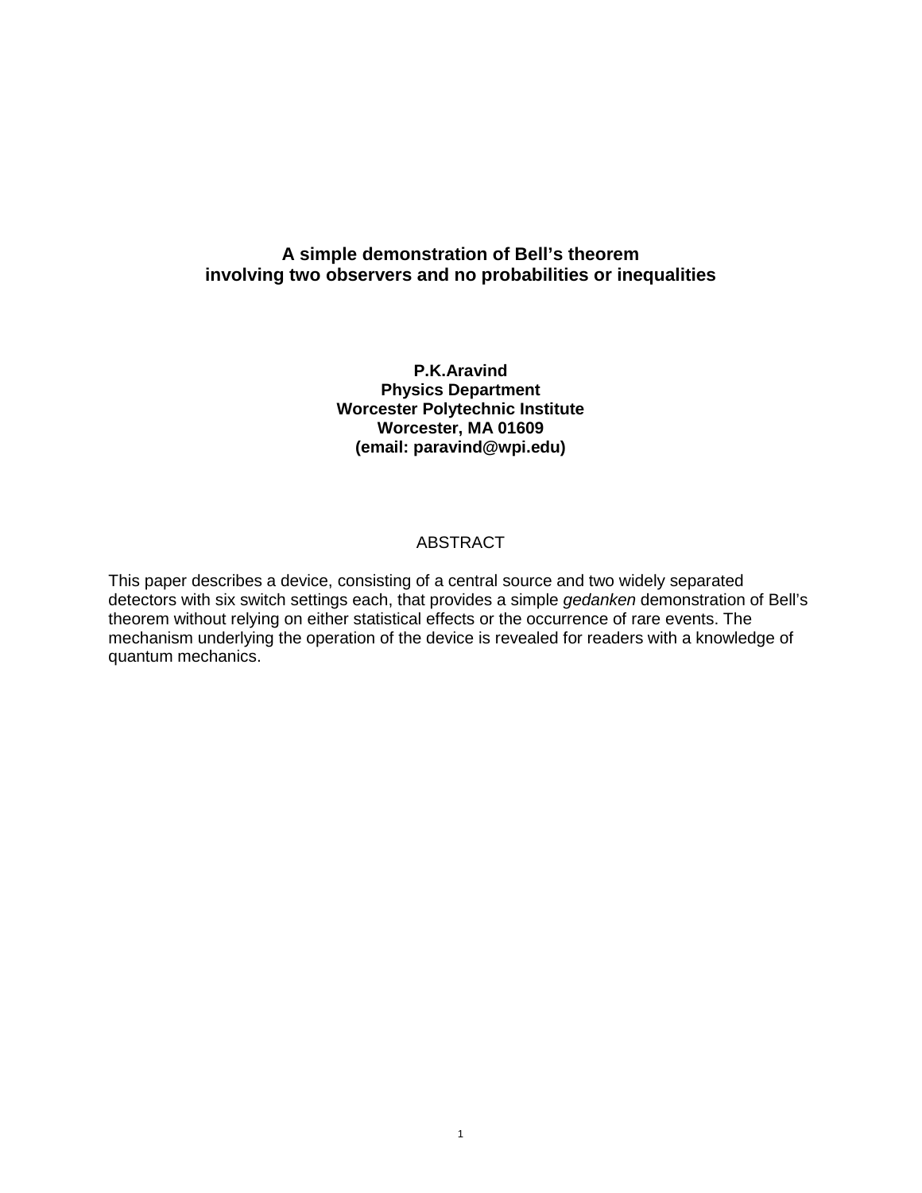# A simple demonstration of Bell's theorem involving two observers and no probabilities or inequalities

**P.K.Aravind**
**Physics Department**
**Worcester Polytechnic Institute**
**Worcester, MA 01609**
**(email: paravind@wpi.edu)**

## ABSTRACT

This paper describes a device, consisting of a central source and two widely separated detectors with six switch settings each, that provides a simple *gedanken* demonstration of Bell's theorem without relying on either statistical effects or the occurrence of rare events. The mechanism underlying the operation of the device is revealed for readers with a knowledge of quantum mechanics.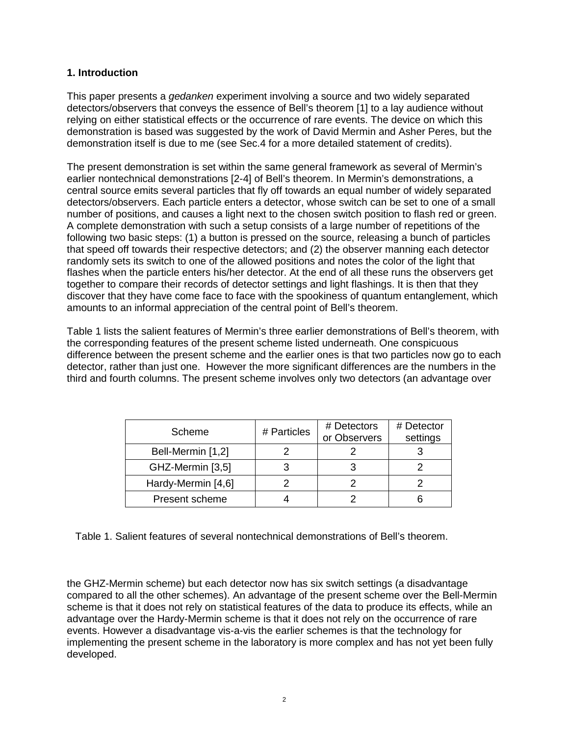## 1. Introduction

This paper presents a *gedanken* experiment involving a source and two widely separated detectors/observers that conveys the essence of Bell's theorem [1] to a lay audience without relying on either statistical effects or the occurrence of rare events. The device on which this demonstration is based was suggested by the work of David Mermin and Asher Peres, but the demonstration itself is due to me (see Sec.4 for a more detailed statement of credits).

The present demonstration is set within the same general framework as several of Mermin's earlier nontechnical demonstrations [2-4] of Bell's theorem. In Mermin's demonstrations, a central source emits several particles that fly off towards an equal number of widely separated detectors/observers. Each particle enters a detector, whose switch can be set to one of a small number of positions, and causes a light next to the chosen switch position to flash red or green. A complete demonstration with such a setup consists of a large number of repetitions of the following two basic steps: (1) a button is pressed on the source, releasing a bunch of particles that speed off towards their respective detectors; and (2) the observer manning each detector randomly sets its switch to one of the allowed positions and notes the color of the light that flashes when the particle enters his/her detector. At the end of all these runs the observers get together to compare their records of detector settings and light flashings. It is then that they discover that they have come face to face with the spookiness of quantum entanglement, which amounts to an informal appreciation of the central point of Bell's theorem.

Table 1 lists the salient features of Mermin's three earlier demonstrations of Bell's theorem, with the corresponding features of the present scheme listed underneath. One conspicuous difference between the present scheme and the earlier ones is that two particles now go to each detector, rather than just one. However the more significant differences are the numbers in the third and fourth columns. The present scheme involves only two detectors (an advantage over the GHZ-Mermin scheme) but each detector now has six switch settings (a disadvantage compared to all the other schemes). An advantage of the present scheme over the Bell-Mermin scheme is that it does not rely on statistical features of the data to produce its effects, while an advantage over the Hardy-Mermin scheme is that it does not rely on the occurrence of rare events. However a disadvantage vis-a-vis the earlier schemes is that the technology for implementing the present scheme in the laboratory is more complex and has not yet been fully developed.

| Scheme | # Particles | # Detectors or Observers | # Detector settings |
|---|---|---|---|
| Bell-Mermin [1,2] | 2 | 2 | 3 |
| GHZ-Mermin [3,5] | 3 | 3 | 2 |
| Hardy-Mermin [4,6] | 2 | 2 | 2 |
| Present scheme | 4 | 2 | 6 |

Table 1. Salient features of several nontechnical demonstrations of Bell's theorem.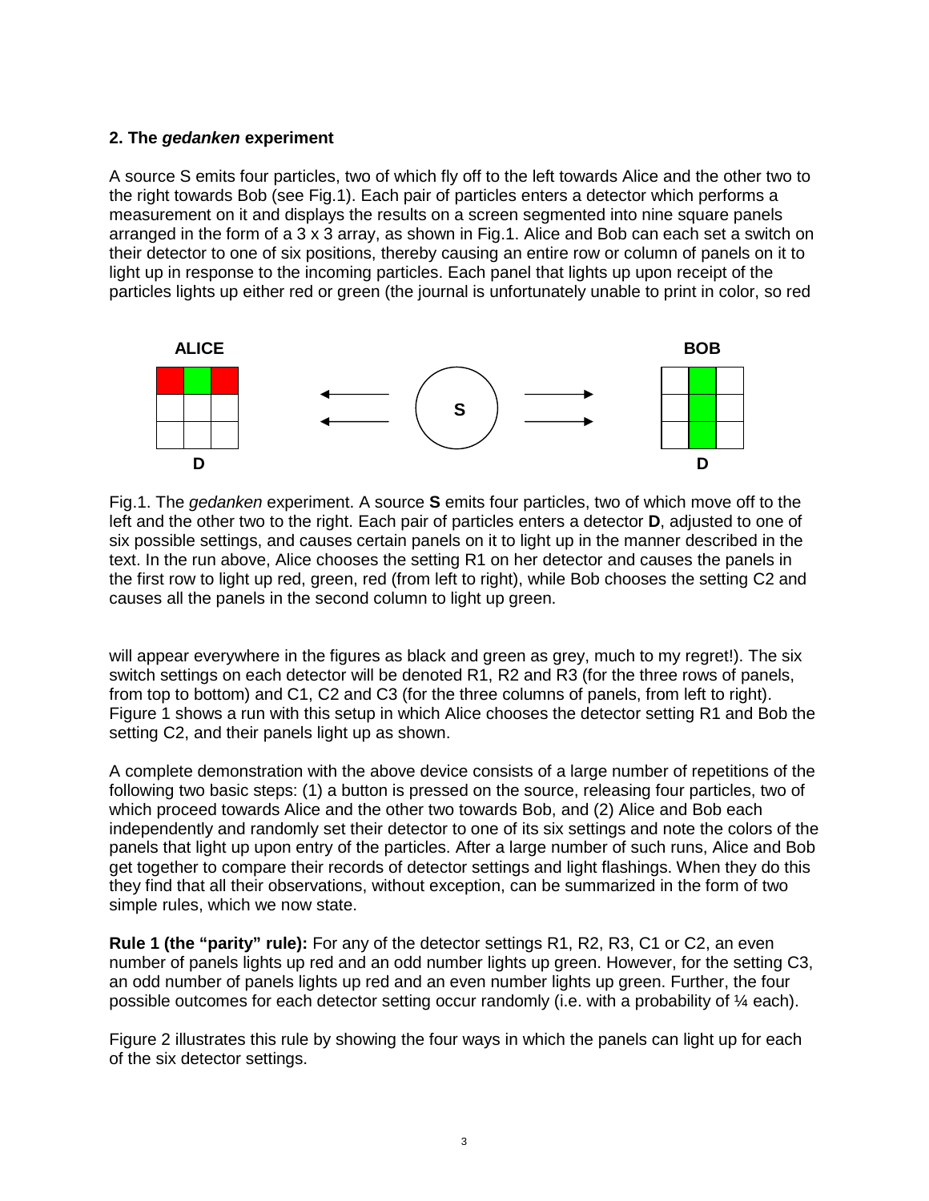### 2. The *gedanken* experiment

A source S emits four particles, two of which fly off to the left towards Alice and the other two to the right towards Bob (see Fig.1). Each pair of particles enters a detector which performs a measurement on it and displays the results on a screen segmented into nine square panels arranged in the form of a 3 x 3 array, as shown in Fig.1. Alice and Bob can each set a switch on their detector to one of six positions, thereby causing an entire row or column of panels on it to light up in response to the incoming particles. Each panel that lights up upon receipt of the particles lights up either red or green (the journal is unfortunately unable to print in color, so red will appear everywhere in the figures as black and green as grey, much to my regret!). The six switch settings on each detector will be denoted R1, R2 and R3 (for the three rows of panels, from top to bottom) and C1, C2 and C3 (for the three columns of panels, from left to right). Figure 1 shows a run with this setup in which Alice chooses the detector setting R1 and Bob the setting C2, and their panels light up as shown.

Fig.1. The *gedanken* experiment. A source **S** emits four particles, two of which move off to the left and the other two to the right. Each pair of particles enters a detector **D**, adjusted to one of six possible settings, and causes certain panels on it to light up in the manner described in the text. In the run above, Alice chooses the setting R1 on her detector and causes the panels in the first row to light up red, green, red (from left to right), while Bob chooses the setting C2 and causes all the panels in the second column to light up green.

A complete demonstration with the above device consists of a large number of repetitions of the following two basic steps: (1) a button is pressed on the source, releasing four particles, two of which proceed towards Alice and the other two towards Bob, and (2) Alice and Bob each independently and randomly set their detector to one of its six settings and note the colors of the panels that light up upon entry of the particles. After a large number of such runs, Alice and Bob get together to compare their records of detector settings and light flashings. When they do this they find that all their observations, without exception, can be summarized in the form of two simple rules, which we now state.

**Rule 1 (the "parity" rule):** For any of the detector settings R1, R2, R3, C1 or C2, an even number of panels lights up red and an odd number lights up green. However, for the setting C3, an odd number of panels lights up red and an even number lights up green. Further, the four possible outcomes for each detector setting occur randomly (i.e. with a probability of ¼ each).

Figure 2 illustrates this rule by showing the four ways in which the panels can light up for each of the six detector settings.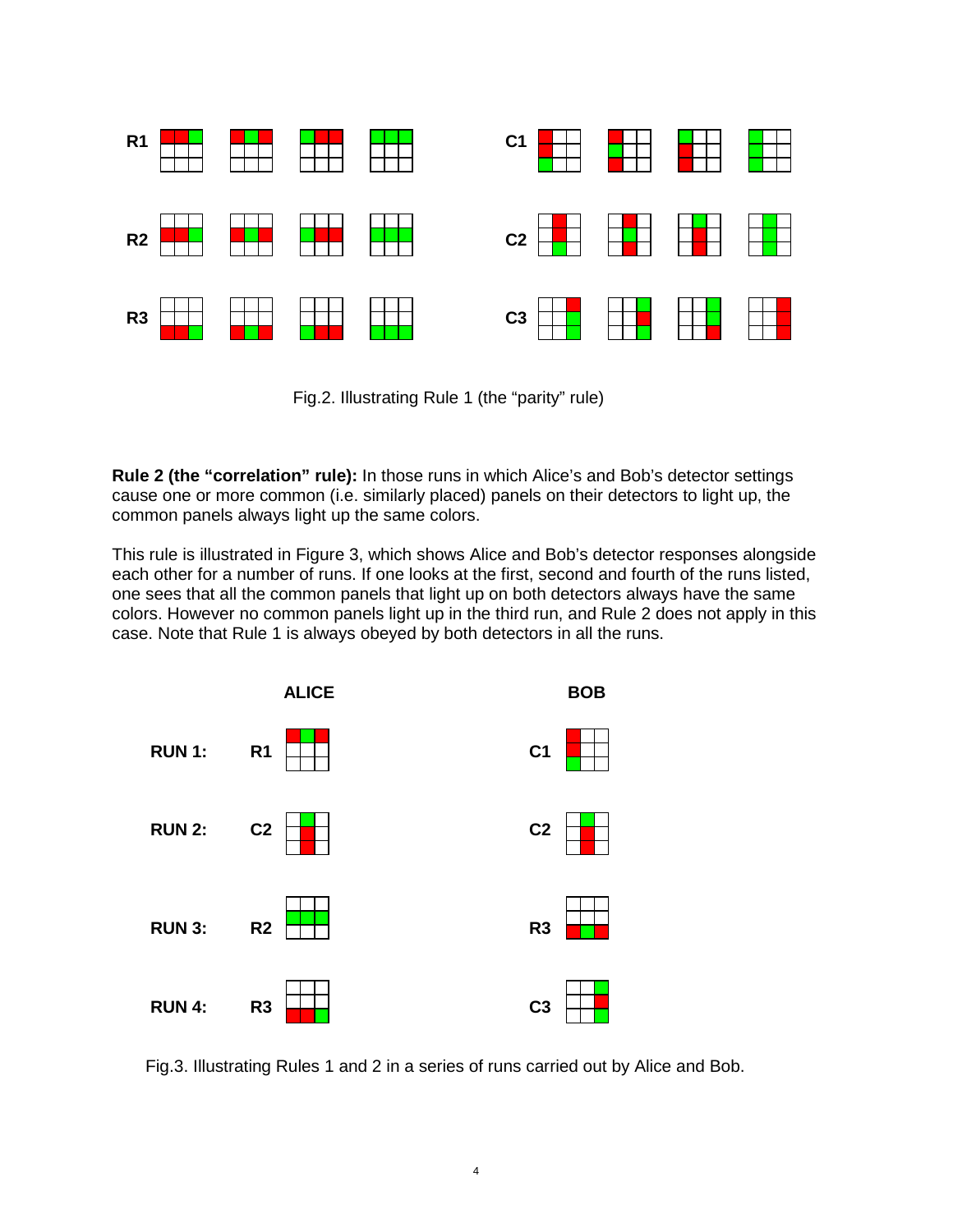Fig.2. Illustrating Rule 1 (the "parity" rule)

**Rule 2 (the "correlation" rule):** In those runs in which Alice's and Bob's detector settings cause one or more common (i.e. similarly placed) panels on their detectors to light up, the common panels always light up the same colors.

This rule is illustrated in Figure 3, which shows Alice and Bob's detector responses alongside each other for a number of runs. If one looks at the first, second and fourth of the runs listed, one sees that all the common panels that light up on both detectors always have the same colors. However no common panels light up in the third run, and Rule 2 does not apply in this case. Note that Rule 1 is always obeyed by both detectors in all the runs.

Fig.3. Illustrating Rules 1 and 2 in a series of runs carried out by Alice and Bob.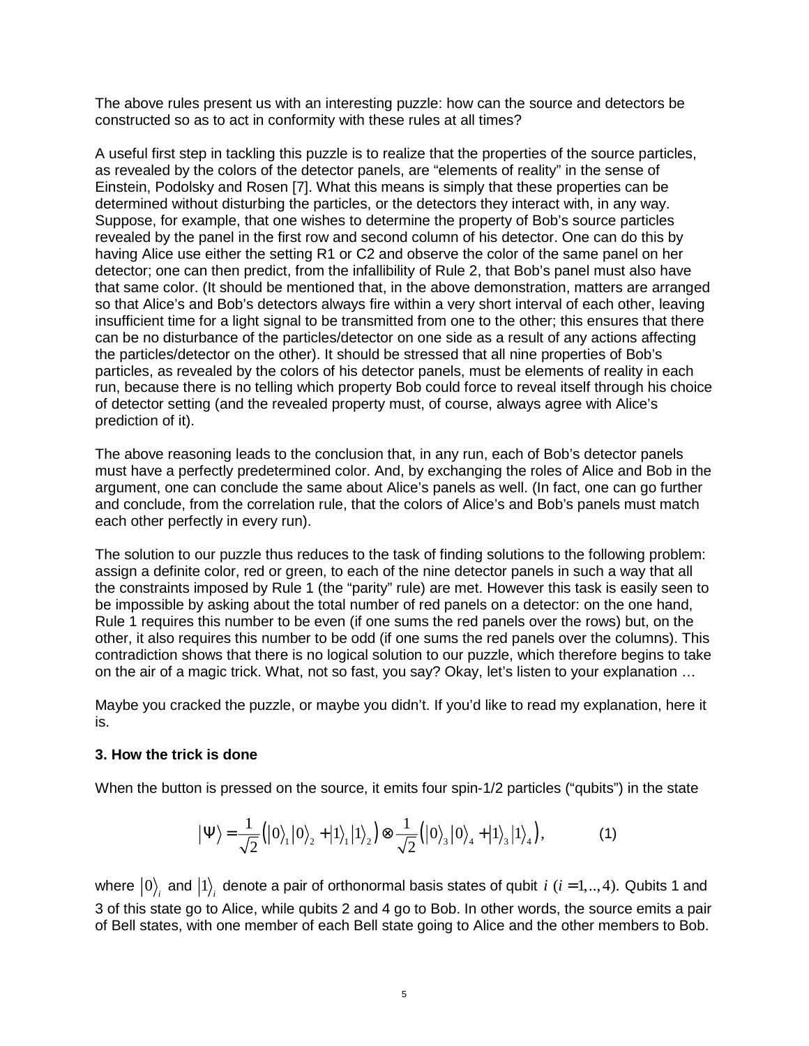The above rules present us with an interesting puzzle: how can the source and detectors be constructed so as to act in conformity with these rules at all times?

A useful first step in tackling this puzzle is to realize that the properties of the source particles, as revealed by the colors of the detector panels, are "elements of reality" in the sense of Einstein, Podolsky and Rosen [7]. What this means is simply that these properties can be determined without disturbing the particles, or the detectors they interact with, in any way. Suppose, for example, that one wishes to determine the property of Bob's source particles revealed by the panel in the first row and second column of his detector. One can do this by having Alice use either the setting R1 or C2 and observe the color of the same panel on her detector; one can then predict, from the infallibility of Rule 2, that Bob's panel must also have that same color. (It should be mentioned that, in the above demonstration, matters are arranged so that Alice's and Bob's detectors always fire within a very short interval of each other, leaving insufficient time for a light signal to be transmitted from one to the other; this ensures that there can be no disturbance of the particles/detector on one side as a result of any actions affecting the particles/detector on the other). It should be stressed that all nine properties of Bob's particles, as revealed by the colors of his detector panels, must be elements of reality in each run, because there is no telling which property Bob could force to reveal itself through his choice of detector setting (and the revealed property must, of course, always agree with Alice's prediction of it).

The above reasoning leads to the conclusion that, in any run, each of Bob's detector panels must have a perfectly predetermined color. And, by exchanging the roles of Alice and Bob in the argument, one can conclude the same about Alice's panels as well. (In fact, one can go further and conclude, from the correlation rule, that the colors of Alice's and Bob's panels must match each other perfectly in every run).

The solution to our puzzle thus reduces to the task of finding solutions to the following problem: assign a definite color, red or green, to each of the nine detector panels in such a way that all the constraints imposed by Rule 1 (the "parity" rule) are met. However this task is easily seen to be impossible by asking about the total number of red panels on a detector: on the one hand, Rule 1 requires this number to be even (if one sums the red panels over the rows) but, on the other, it also requires this number to be odd (if one sums the red panels over the columns). This contradiction shows that there is no logical solution to our puzzle, which therefore begins to take on the air of a magic trick. What, not so fast, you say? Okay, let's listen to your explanation …

Maybe you cracked the puzzle, or maybe you didn't. If you'd like to read my explanation, here it is.

### 3. How the trick is done

When the button is pressed on the source, it emits four spin-1/2 particles ("qubits") in the state

$$|\Psi\rangle = \frac{1}{\sqrt{2}}\left(|0\rangle_1|0\rangle_2 + |1\rangle_1|1\rangle_2\right) \otimes \frac{1}{\sqrt{2}}\left(|0\rangle_3|0\rangle_4 + |1\rangle_3|1\rangle_4\right), \qquad (1)$$

where $|0\rangle_i$ and $|1\rangle_i$ denote a pair of orthonormal basis states of qubit $i$ ($i = 1,..,4$). Qubits 1 and 3 of this state go to Alice, while qubits 2 and 4 go to Bob. In other words, the source emits a pair of Bell states, with one member of each Bell state going to Alice and the other members to Bob.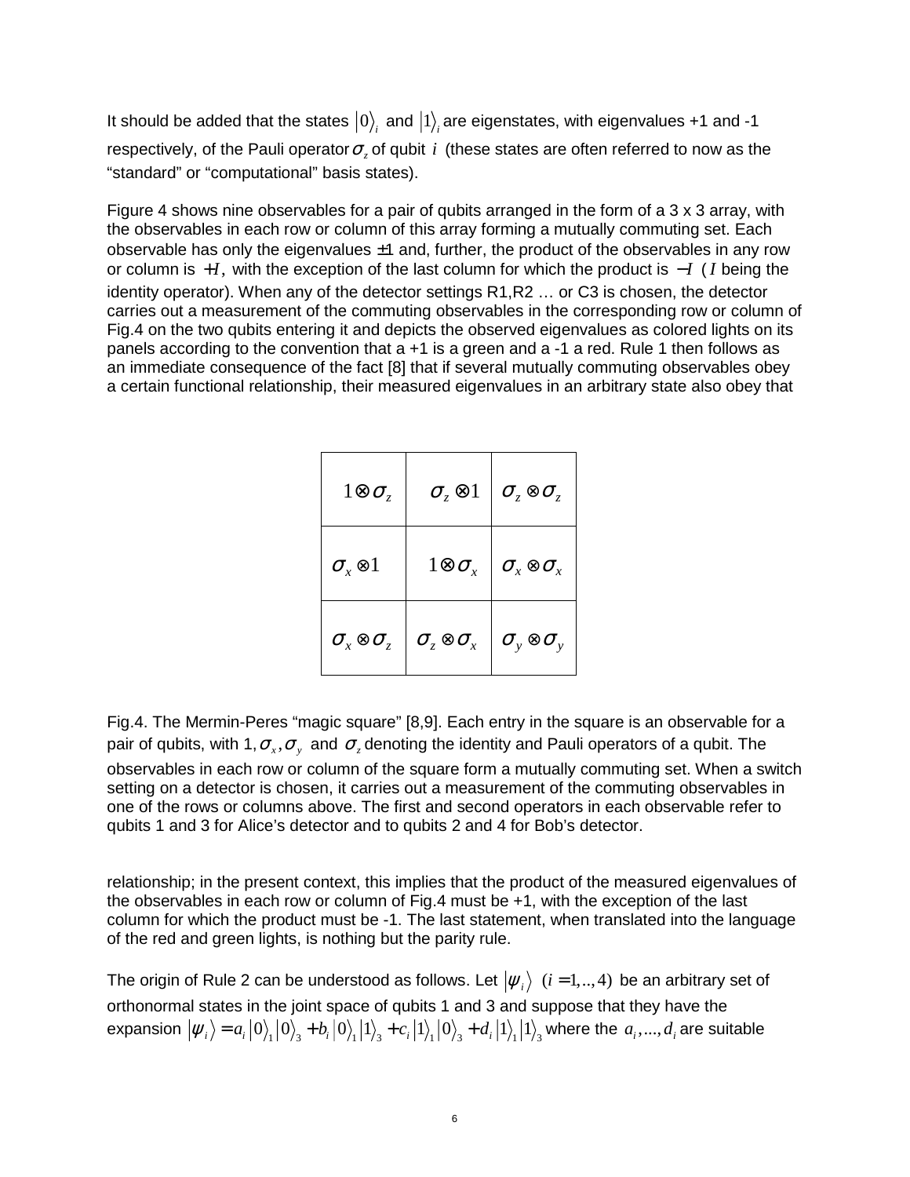It should be added that the states $|0\rangle_i$ and $|1\rangle_i$ are eigenstates, with eigenvalues +1 and -1 respectively, of the Pauli operator $\sigma_z$ of qubit $i$ (these states are often referred to now as the "standard" or "computational" basis states).

Figure 4 shows nine observables for a pair of qubits arranged in the form of a 3 x 3 array, with the observables in each row or column of this array forming a mutually commuting set. Each observable has only the eigenvalues ±1 and, further, the product of the observables in any row or column is $+I$, with the exception of the last column for which the product is $-I$ ($I$ being the identity operator). When any of the detector settings R1,R2 … or C3 is chosen, the detector carries out a measurement of the commuting observables in the corresponding row or column of Fig.4 on the two qubits entering it and depicts the observed eigenvalues as colored lights on its panels according to the convention that a +1 is a green and a -1 a red. Rule 1 then follows as an immediate consequence of the fact [8] that if several mutually commuting observables obey a certain functional relationship, their measured eigenvalues in an arbitrary state also obey that relationship; in the present context, this implies that the product of the measured eigenvalues of the observables in each row or column of Fig.4 must be +1, with the exception of the last column for which the product must be -1. The last statement, when translated into the language of the red and green lights, is nothing but the parity rule.

| | | |
|---|---|---|
| $1 \otimes \sigma_z$ | $\sigma_z \otimes 1$ | $\sigma_z \otimes \sigma_z$ |
| $\sigma_x \otimes 1$ | $1 \otimes \sigma_x$ | $\sigma_x \otimes \sigma_x$ |
| $\sigma_x \otimes \sigma_z$ | $\sigma_z \otimes \sigma_x$ | $\sigma_y \otimes \sigma_y$ |

Fig.4. The Mermin-Peres "magic square" [8,9]. Each entry in the square is an observable for a pair of qubits, with $1, \sigma_x, \sigma_y$ and $\sigma_z$ denoting the identity and Pauli operators of a qubit. The observables in each row or column of the square form a mutually commuting set. When a switch setting on a detector is chosen, it carries out a measurement of the commuting observables in one of the rows or columns above. The first and second operators in each observable refer to qubits 1 and 3 for Alice's detector and to qubits 2 and 4 for Bob's detector.

The origin of Rule 2 can be understood as follows. Let $|\psi_i\rangle$ $(i = 1,..,4)$ be an arbitrary set of orthonormal states in the joint space of qubits 1 and 3 and suppose that they have the expansion $|\psi_i\rangle = a_i |0\rangle_1 |0\rangle_3 + b_i |0\rangle_1 |1\rangle_3 + c_i |1\rangle_1 |0\rangle_3 + d_i |1\rangle_1 |1\rangle_3$ where the $a_i, ..., d_i$ are suitable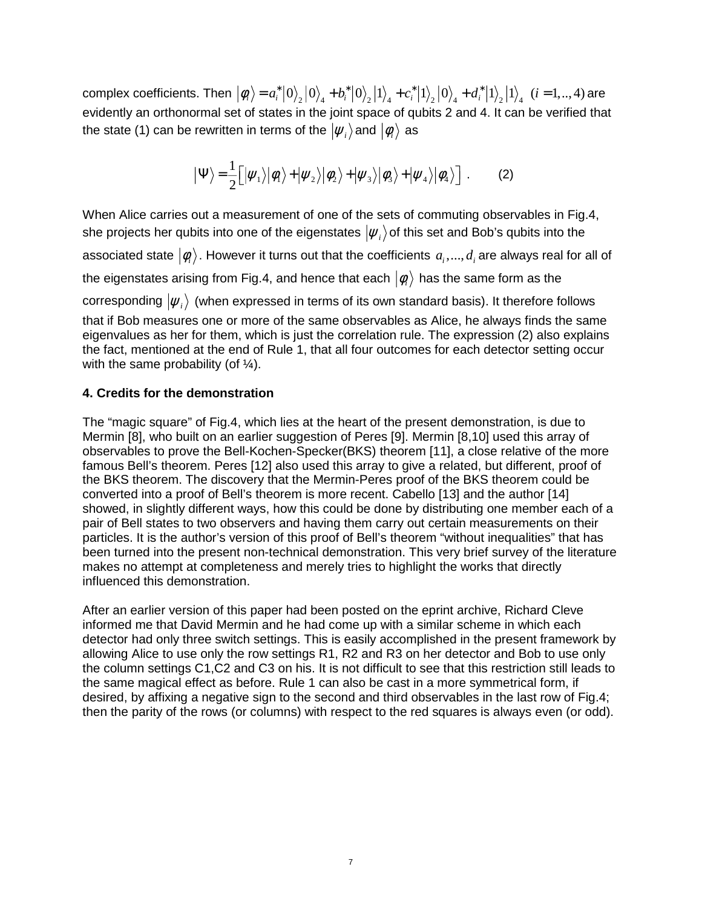complex coefficients. Then $|\phi_i\rangle = a_i^*|0\rangle_2|0\rangle_4 + b_i^*|0\rangle_2|1\rangle_4 + c_i^*|1\rangle_2|0\rangle_4 + d_i^*|1\rangle_2|1\rangle_4 \;\; (i = 1,..,4)$ are evidently an orthonormal set of states in the joint space of qubits 2 and 4. It can be verified that the state (1) can be rewritten in terms of the $|\psi_i\rangle$ and $|\phi_i\rangle$ as

$$|\Psi\rangle = \frac{1}{2}\left[|\psi_1\rangle|\phi_1\rangle + |\psi_2\rangle|\phi_2\rangle + |\psi_3\rangle|\phi_3\rangle + |\psi_4\rangle|\phi_4\rangle\right] . \qquad (2)$$

When Alice carries out a measurement of one of the sets of commuting observables in Fig.4, she projects her qubits into one of the eigenstates $|\psi_i\rangle$ of this set and Bob's qubits into the associated state $|\phi_i\rangle$. However it turns out that the coefficients $a_i,...,d_i$ are always real for all of the eigenstates arising from Fig.4, and hence that each $|\phi_i\rangle$ has the same form as the corresponding $|\psi_i\rangle$ (when expressed in terms of its own standard basis). It therefore follows that if Bob measures one or more of the same observables as Alice, he always finds the same eigenvalues as her for them, which is just the correlation rule. The expression (2) also explains the fact, mentioned at the end of Rule 1, that all four outcomes for each detector setting occur with the same probability (of ¼).

**4. Credits for the demonstration**

The "magic square" of Fig.4, which lies at the heart of the present demonstration, is due to Mermin [8], who built on an earlier suggestion of Peres [9]. Mermin [8,10] used this array of observables to prove the Bell-Kochen-Specker(BKS) theorem [11], a close relative of the more famous Bell's theorem. Peres [12] also used this array to give a related, but different, proof of the BKS theorem. The discovery that the Mermin-Peres proof of the BKS theorem could be converted into a proof of Bell's theorem is more recent. Cabello [13] and the author [14] showed, in slightly different ways, how this could be done by distributing one member each of a pair of Bell states to two observers and having them carry out certain measurements on their particles. It is the author's version of this proof of Bell's theorem "without inequalities" that has been turned into the present non-technical demonstration. This very brief survey of the literature makes no attempt at completeness and merely tries to highlight the works that directly influenced this demonstration.

After an earlier version of this paper had been posted on the eprint archive, Richard Cleve informed me that David Mermin and he had come up with a similar scheme in which each detector had only three switch settings. This is easily accomplished in the present framework by allowing Alice to use only the row settings R1, R2 and R3 on her detector and Bob to use only the column settings C1,C2 and C3 on his. It is not difficult to see that this restriction still leads to the same magical effect as before. Rule 1 can also be cast in a more symmetrical form, if desired, by affixing a negative sign to the second and third observables in the last row of Fig.4; then the parity of the rows (or columns) with respect to the red squares is always even (or odd).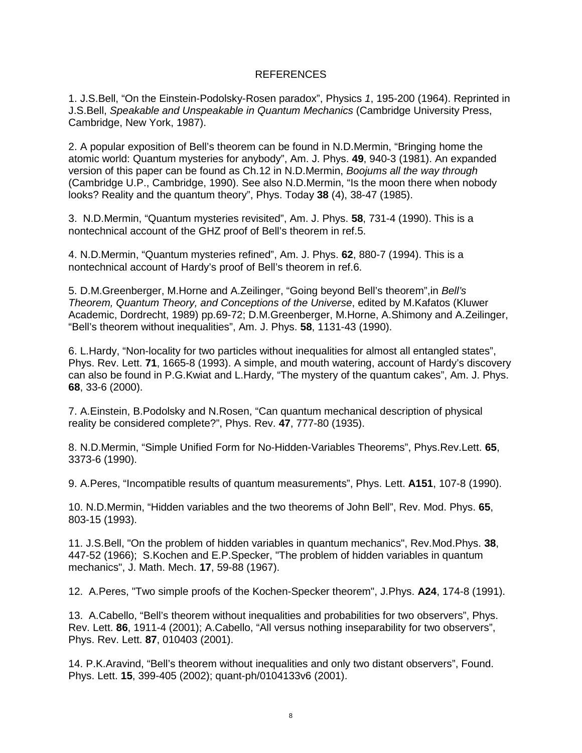## REFERENCES

1. J.S.Bell, "On the Einstein-Podolsky-Rosen paradox", Physics *1*, 195-200 (1964). Reprinted in J.S.Bell, *Speakable and Unspeakable in Quantum Mechanics* (Cambridge University Press, Cambridge, New York, 1987).

2. A popular exposition of Bell's theorem can be found in N.D.Mermin, "Bringing home the atomic world: Quantum mysteries for anybody", Am. J. Phys. **49**, 940-3 (1981). An expanded version of this paper can be found as Ch.12 in N.D.Mermin, *Boojums all the way through* (Cambridge U.P., Cambridge, 1990). See also N.D.Mermin, "Is the moon there when nobody looks? Reality and the quantum theory", Phys. Today **38** (4), 38-47 (1985).

3. N.D.Mermin, "Quantum mysteries revisited", Am. J. Phys. **58**, 731-4 (1990). This is a nontechnical account of the GHZ proof of Bell's theorem in ref.5.

4. N.D.Mermin, "Quantum mysteries refined", Am. J. Phys. **62**, 880-7 (1994). This is a nontechnical account of Hardy's proof of Bell's theorem in ref.6.

5. D.M.Greenberger, M.Horne and A.Zeilinger, "Going beyond Bell's theorem",in *Bell's Theorem, Quantum Theory, and Conceptions of the Universe*, edited by M.Kafatos (Kluwer Academic, Dordrecht, 1989) pp.69-72; D.M.Greenberger, M.Horne, A.Shimony and A.Zeilinger, "Bell's theorem without inequalities", Am. J. Phys. **58**, 1131-43 (1990).

6. L.Hardy, "Non-locality for two particles without inequalities for almost all entangled states", Phys. Rev. Lett. **71**, 1665-8 (1993). A simple, and mouth watering, account of Hardy's discovery can also be found in P.G.Kwiat and L.Hardy, "The mystery of the quantum cakes", Am. J. Phys. **68**, 33-6 (2000).

7. A.Einstein, B.Podolsky and N.Rosen, "Can quantum mechanical description of physical reality be considered complete?", Phys. Rev. **47**, 777-80 (1935).

8. N.D.Mermin, "Simple Unified Form for No-Hidden-Variables Theorems", Phys.Rev.Lett. **65**, 3373-6 (1990).

9. A.Peres, "Incompatible results of quantum measurements", Phys. Lett. **A151**, 107-8 (1990).

10. N.D.Mermin, "Hidden variables and the two theorems of John Bell", Rev. Mod. Phys. **65**, 803-15 (1993).

11. J.S.Bell, "On the problem of hidden variables in quantum mechanics", Rev.Mod.Phys. **38**, 447-52 (1966); S.Kochen and E.P.Specker, "The problem of hidden variables in quantum mechanics", J. Math. Mech. **17**, 59-88 (1967).

12. A.Peres, "Two simple proofs of the Kochen-Specker theorem", J.Phys. **A24**, 174-8 (1991).

13. A.Cabello, "Bell's theorem without inequalities and probabilities for two observers", Phys. Rev. Lett. **86**, 1911-4 (2001); A.Cabello, "All versus nothing inseparability for two observers", Phys. Rev. Lett. **87**, 010403 (2001).

14. P.K.Aravind, "Bell's theorem without inequalities and only two distant observers", Found. Phys. Lett. **15**, 399-405 (2002); quant-ph/0104133v6 (2001).